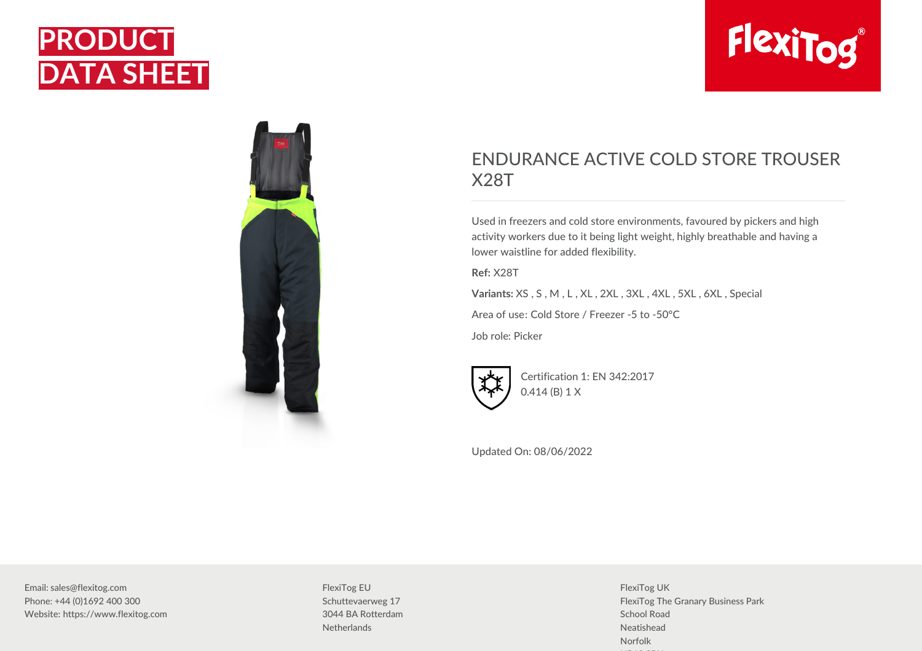# PRODUCT DATA SHEET

FlexiTog®

## ENDURANCE ACTIVE COLD STORE TROUSER X28T

Used in freezers and cold store environments, favoured by pickers and high activity workers due to it being light weight, highly breathable and having a lower waistline for added flexibility.

**Ref:** X28T

**Variants:** XS , S , M , L , XL , 2XL , 3XL , 4XL , 5XL , 6XL , Special

Area of use: Cold Store / Freezer -5 to -50°C

Job role: Picker

Certification 1: EN 342:2017
0.414 (B) 1 X

Updated On: 08/06/2022

Email: sales@flexitog.com
Phone: +44 (0)1692 400 300
Website: https://www.flexitog.com

FlexiTog EU
Schuttevaerweg 17
3044 BA Rotterdam
Netherlands

FlexiTog UK
FlexiTog The Granary Business Park
School Road
Neatishead
Norfolk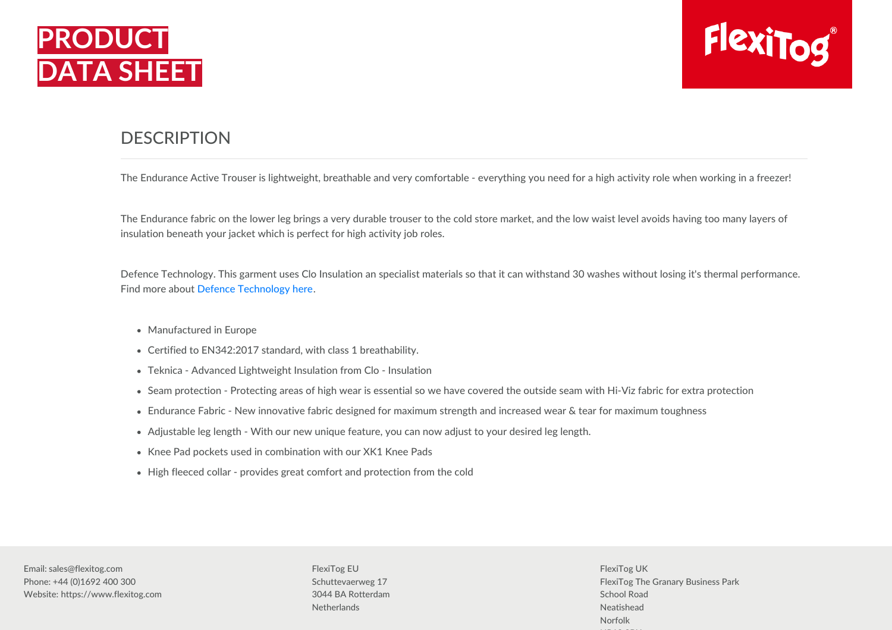# PRODUCT DATA SHEET

## DESCRIPTION

The Endurance Active Trouser is lightweight, breathable and very comfortable - everything you need for a high activity role when working in a freezer!

The Endurance fabric on the lower leg brings a very durable trouser to the cold store market, and the low waist level avoids having too many layers of insulation beneath your jacket which is perfect for high activity job roles.

Defence Technology. This garment uses Clo Insulation an specialist materials so that it can withstand 30 washes without losing it's thermal performance. Find more about Defence Technology here.

- Manufactured in Europe
- Certified to EN342:2017 standard, with class 1 breathability.
- Teknica - Advanced Lightweight Insulation from Clo - Insulation
- Seam protection - Protecting areas of high wear is essential so we have covered the outside seam with Hi-Viz fabric for extra protection
- Endurance Fabric - New innovative fabric designed for maximum strength and increased wear & tear for maximum toughness
- Adjustable leg length - With our new unique feature, you can now adjust to your desired leg length.
- Knee Pad pockets used in combination with our XK1 Knee Pads
- High fleeced collar - provides great comfort and protection from the cold

Email: sales@flexitog.com
Phone: +44 (0)1692 400 300
Website: https://www.flexitog.com

FlexiTog EU
Schuttevaerweg 17
3044 BA Rotterdam
Netherlands

FlexiTog UK
FlexiTog The Granary Business Park
School Road
Neatishead
Norfolk